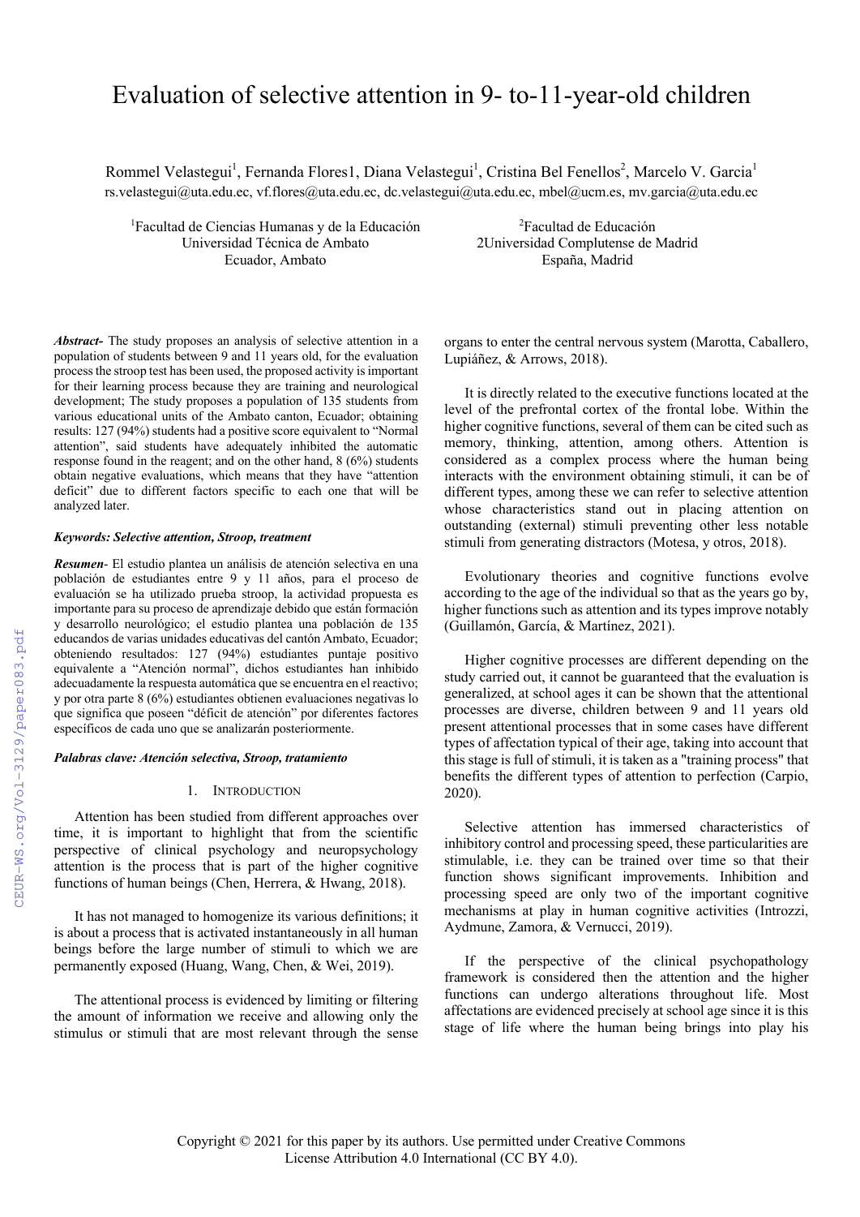# Evaluation of selective attention in 9- to-11-year-old children

Rommel Velastegui[1], Fernanda Flores1, Diana Velastegui[1], Cristina Bel Fenellos[2], Marcelo V. Garcia[1]
rs.velastegui@uta.edu.ec, vf.flores@uta.edu.ec, dc.velastegui@uta.edu.ec, mbel@ucm.es, mv.garcia@uta.edu.ec

[1]Facultad de Ciencias Humanas y de la Educación
Universidad Técnica de Ambato
Ecuador, Ambato

[2]Facultad de Educación
2Universidad Complutense de Madrid
España, Madrid

***Abstract-*** The study proposes an analysis of selective attention in a population of students between 9 and 11 years old, for the evaluation process the stroop test has been used, the proposed activity is important for their learning process because they are training and neurological development; The study proposes a population of 135 students from various educational units of the Ambato canton, Ecuador; obtaining results: 127 (94%) students had a positive score equivalent to "Normal attention", said students have adequately inhibited the automatic response found in the reagent; and on the other hand, 8 (6%) students obtain negative evaluations, which means that they have "attention deficit" due to different factors specific to each one that will be analyzed later.

***Keywords: Selective attention, Stroop, treatment***

***Resumen-*** El estudio plantea un análisis de atención selectiva en una población de estudiantes entre 9 y 11 años, para el proceso de evaluación se ha utilizado prueba stroop, la actividad propuesta es importante para su proceso de aprendizaje debido que están formación y desarrollo neurológico; el estudio plantea una población de 135 educandos de varias unidades educativas del cantón Ambato, Ecuador; obteniendo resultados: 127 (94%) estudiantes puntaje positivo equivalente a "Atención normal", dichos estudiantes han inhibido adecuadamente la respuesta automática que se encuentra en el reactivo; y por otra parte 8 (6%) estudiantes obtienen evaluaciones negativas lo que significa que poseen "déficit de atención" por diferentes factores específicos de cada uno que se analizarán posteriormente.

***Palabras clave: Atención selectiva, Stroop, tratamiento***

## 1. Introduction

Attention has been studied from different approaches over time, it is important to highlight that from the scientific perspective of clinical psychology and neuropsychology attention is the process that is part of the higher cognitive functions of human beings (Chen, Herrera, & Hwang, 2018).

It has not managed to homogenize its various definitions; it is about a process that is activated instantaneously in all human beings before the large number of stimuli to which we are permanently exposed (Huang, Wang, Chen, & Wei, 2019).

The attentional process is evidenced by limiting or filtering the amount of information we receive and allowing only the stimulus or stimuli that are most relevant through the sense organs to enter the central nervous system (Marotta, Caballero, Lupiáñez, & Arrows, 2018).

It is directly related to the executive functions located at the level of the prefrontal cortex of the frontal lobe. Within the higher cognitive functions, several of them can be cited such as memory, thinking, attention, among others. Attention is considered as a complex process where the human being interacts with the environment obtaining stimuli, it can be of different types, among these we can refer to selective attention whose characteristics stand out in placing attention on outstanding (external) stimuli preventing other less notable stimuli from generating distractors (Motesa, y otros, 2018).

Evolutionary theories and cognitive functions evolve according to the age of the individual so that as the years go by, higher functions such as attention and its types improve notably (Guillamón, García, & Martínez, 2021).

Higher cognitive processes are different depending on the study carried out, it cannot be guaranteed that the evaluation is generalized, at school ages it can be shown that the attentional processes are diverse, children between 9 and 11 years old present attentional processes that in some cases have different types of affectation typical of their age, taking into account that this stage is full of stimuli, it is taken as a "training process" that benefits the different types of attention to perfection (Carpio, 2020).

Selective attention has immersed characteristics of inhibitory control and processing speed, these particularities are stimulable, i.e. they can be trained over time so that their function shows significant improvements. Inhibition and processing speed are only two of the important cognitive mechanisms at play in human cognitive activities (Introzzi, Aydmune, Zamora, & Vernucci, 2019).

If the perspective of the clinical psychopathology framework is considered then the attention and the higher functions can undergo alterations throughout life. Most affectations are evidenced precisely at school age since it is this stage of life where the human being brings into play his

Copyright © 2021 for this paper by its authors. Use permitted under Creative Commons License Attribution 4.0 International (CC BY 4.0).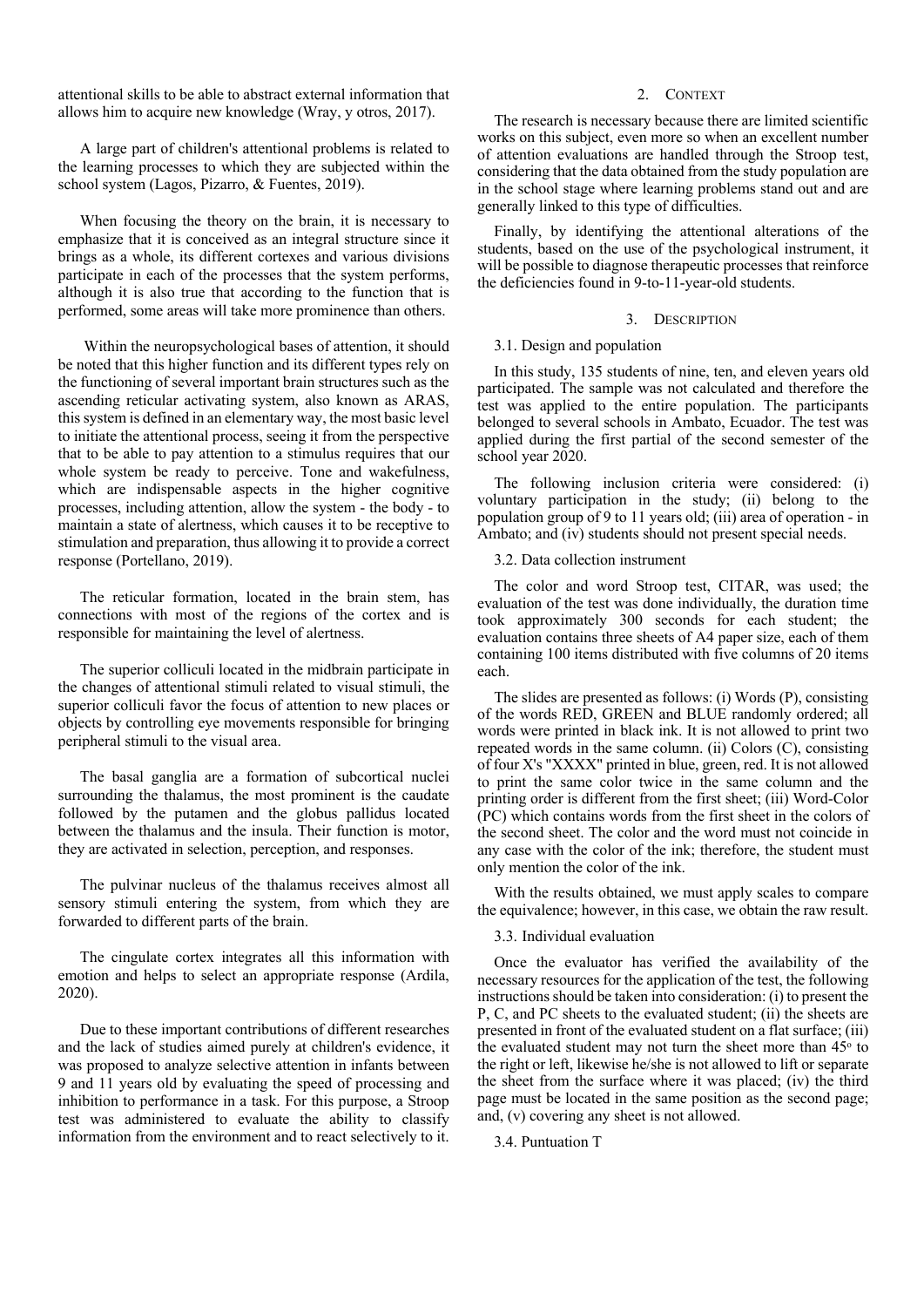attentional skills to be able to abstract external information that allows him to acquire new knowledge (Wray, y otros, 2017).

A large part of children's attentional problems is related to the learning processes to which they are subjected within the school system (Lagos, Pizarro, & Fuentes, 2019).

When focusing the theory on the brain, it is necessary to emphasize that it is conceived as an integral structure since it brings as a whole, its different cortexes and various divisions participate in each of the processes that the system performs, although it is also true that according to the function that is performed, some areas will take more prominence than others.

Within the neuropsychological bases of attention, it should be noted that this higher function and its different types rely on the functioning of several important brain structures such as the ascending reticular activating system, also known as ARAS, this system is defined in an elementary way, the most basic level to initiate the attentional process, seeing it from the perspective that to be able to pay attention to a stimulus requires that our whole system be ready to perceive. Tone and wakefulness, which are indispensable aspects in the higher cognitive processes, including attention, allow the system - the body - to maintain a state of alertness, which causes it to be receptive to stimulation and preparation, thus allowing it to provide a correct response (Portellano, 2019).

The reticular formation, located in the brain stem, has connections with most of the regions of the cortex and is responsible for maintaining the level of alertness.

The superior colliculi located in the midbrain participate in the changes of attentional stimuli related to visual stimuli, the superior colliculi favor the focus of attention to new places or objects by controlling eye movements responsible for bringing peripheral stimuli to the visual area.

The basal ganglia are a formation of subcortical nuclei surrounding the thalamus, the most prominent is the caudate followed by the putamen and the globus pallidus located between the thalamus and the insula. Their function is motor, they are activated in selection, perception, and responses.

The pulvinar nucleus of the thalamus receives almost all sensory stimuli entering the system, from which they are forwarded to different parts of the brain.

The cingulate cortex integrates all this information with emotion and helps to select an appropriate response (Ardila, 2020).

Due to these important contributions of different researches and the lack of studies aimed purely at children's evidence, it was proposed to analyze selective attention in infants between 9 and 11 years old by evaluating the speed of processing and inhibition to performance in a task. For this purpose, a Stroop test was administered to evaluate the ability to classify information from the environment and to react selectively to it.

## 2. Context

The research is necessary because there are limited scientific works on this subject, even more so when an excellent number of attention evaluations are handled through the Stroop test, considering that the data obtained from the study population are in the school stage where learning problems stand out and are generally linked to this type of difficulties.

Finally, by identifying the attentional alterations of the students, based on the use of the psychological instrument, it will be possible to diagnose therapeutic processes that reinforce the deficiencies found in 9-to-11-year-old students.

## 3. Description

### 3.1. Design and population

In this study, 135 students of nine, ten, and eleven years old participated. The sample was not calculated and therefore the test was applied to the entire population. The participants belonged to several schools in Ambato, Ecuador. The test was applied during the first partial of the second semester of the school year 2020.

The following inclusion criteria were considered: (i) voluntary participation in the study; (ii) belong to the population group of 9 to 11 years old; (iii) area of operation - in Ambato; and (iv) students should not present special needs.

### 3.2. Data collection instrument

The color and word Stroop test, CITAR, was used; the evaluation of the test was done individually, the duration time took approximately 300 seconds for each student; the evaluation contains three sheets of A4 paper size, each of them containing 100 items distributed with five columns of 20 items each.

The slides are presented as follows: (i) Words (P), consisting of the words RED, GREEN and BLUE randomly ordered; all words were printed in black ink. It is not allowed to print two repeated words in the same column. (ii) Colors (C), consisting of four X's "XXXX" printed in blue, green, red. It is not allowed to print the same color twice in the same column and the printing order is different from the first sheet; (iii) Word-Color (PC) which contains words from the first sheet in the colors of the second sheet. The color and the word must not coincide in any case with the color of the ink; therefore, the student must only mention the color of the ink.

With the results obtained, we must apply scales to compare the equivalence; however, in this case, we obtain the raw result.

### 3.3. Individual evaluation

Once the evaluator has verified the availability of the necessary resources for the application of the test, the following instructions should be taken into consideration: (i) to present the P, C, and PC sheets to the evaluated student; (ii) the sheets are presented in front of the evaluated student on a flat surface; (iii) the evaluated student may not turn the sheet more than 45º to the right or left, likewise he/she is not allowed to lift or separate the sheet from the surface where it was placed; (iv) the third page must be located in the same position as the second page; and, (v) covering any sheet is not allowed.

### 3.4. Puntuation T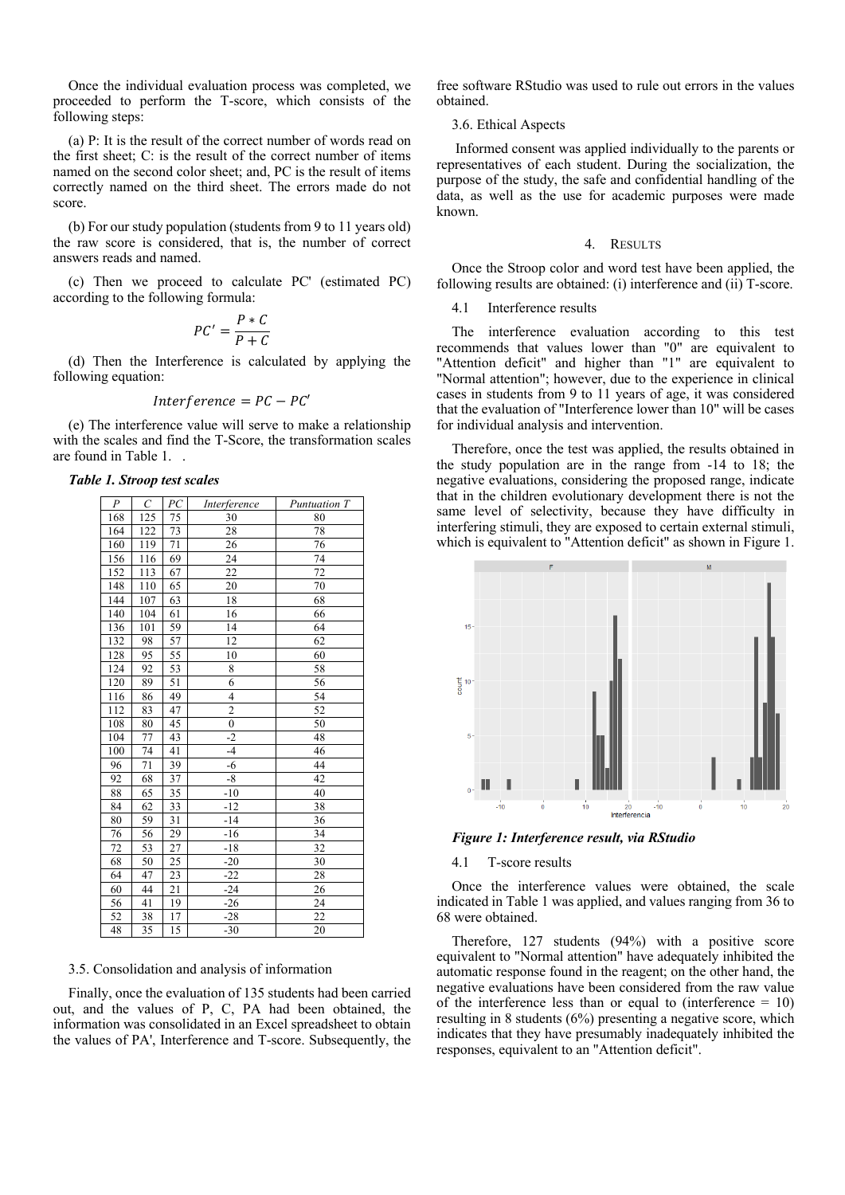Once the individual evaluation process was completed, we proceeded to perform the T-score, which consists of the following steps:

(a) P: It is the result of the correct number of words read on the first sheet; C: is the result of the correct number of items named on the second color sheet; and, PC is the result of items correctly named on the third sheet. The errors made do not score.

(b) For our study population (students from 9 to 11 years old) the raw score is considered, that is, the number of correct answers reads and named.

(c) Then we proceed to calculate PC' (estimated PC) according to the following formula:

$$PC' = \frac{P * C}{P + C}$$

(d) Then the Interference is calculated by applying the following equation:

$$Interference = PC - PC'$$

(e) The interference value will serve to make a relationship with the scales and find the T-Score, the transformation scales are found in Table 1. .

***Table 1. Stroop test scales***

| P | C | PC | Interference | Puntuation T |
|---|---|---|---|---|
| 168 | 125 | 75 | 30 | 80 |
| 164 | 122 | 73 | 28 | 78 |
| 160 | 119 | 71 | 26 | 76 |
| 156 | 116 | 69 | 24 | 74 |
| 152 | 113 | 67 | 22 | 72 |
| 148 | 110 | 65 | 20 | 70 |
| 144 | 107 | 63 | 18 | 68 |
| 140 | 104 | 61 | 16 | 66 |
| 136 | 101 | 59 | 14 | 64 |
| 132 | 98 | 57 | 12 | 62 |
| 128 | 95 | 55 | 10 | 60 |
| 124 | 92 | 53 | 8 | 58 |
| 120 | 89 | 51 | 6 | 56 |
| 116 | 86 | 49 | 4 | 54 |
| 112 | 83 | 47 | 2 | 52 |
| 108 | 80 | 45 | 0 | 50 |
| 104 | 77 | 43 | -2 | 48 |
| 100 | 74 | 41 | -4 | 46 |
| 96 | 71 | 39 | -6 | 44 |
| 92 | 68 | 37 | -8 | 42 |
| 88 | 65 | 35 | -10 | 40 |
| 84 | 62 | 33 | -12 | 38 |
| 80 | 59 | 31 | -14 | 36 |
| 76 | 56 | 29 | -16 | 34 |
| 72 | 53 | 27 | -18 | 32 |
| 68 | 50 | 25 | -20 | 30 |
| 64 | 47 | 23 | -22 | 28 |
| 60 | 44 | 21 | -24 | 26 |
| 56 | 41 | 19 | -26 | 24 |
| 52 | 38 | 17 | -28 | 22 |
| 48 | 35 | 15 | -30 | 20 |

### 3.5. Consolidation and analysis of information

Finally, once the evaluation of 135 students had been carried out, and the values of P, C, PA had been obtained, the information was consolidated in an Excel spreadsheet to obtain the values of PA', Interference and T-score. Subsequently, the free software RStudio was used to rule out errors in the values obtained.

### 3.6. Ethical Aspects

Informed consent was applied individually to the parents or representatives of each student. During the socialization, the purpose of the study, the safe and confidential handling of the data, as well as the use for academic purposes were made known.

## 4. RESULTS

Once the Stroop color and word test have been applied, the following results are obtained: (i) interference and (ii) T-score.

### 4.1 Interference results

The interference evaluation according to this test recommends that values lower than "0" are equivalent to "Attention deficit" and higher than "1" are equivalent to "Normal attention"; however, due to the experience in clinical cases in students from 9 to 11 years of age, it was considered that the evaluation of "Interference lower than 10" will be cases for individual analysis and intervention.

Therefore, once the test was applied, the results obtained in the study population are in the range from -14 to 18; the negative evaluations, considering the proposed range, indicate that in the children evolutionary development there is not the same level of selectivity, because they have difficulty in interfering stimuli, they are exposed to certain external stimuli, which is equivalent to "Attention deficit" as shown in Figure 1.

***Figure 1: Interference result, via RStudio***

### 4.1 T-score results

Once the interference values were obtained, the scale indicated in Table 1 was applied, and values ranging from 36 to 68 were obtained.

Therefore, 127 students (94%) with a positive score equivalent to "Normal attention" have adequately inhibited the automatic response found in the reagent; on the other hand, the negative evaluations have been considered from the raw value of the interference less than or equal to (interference = 10) resulting in 8 students (6%) presenting a negative score, which indicates that they have presumably inadequately inhibited the responses, equivalent to an "Attention deficit".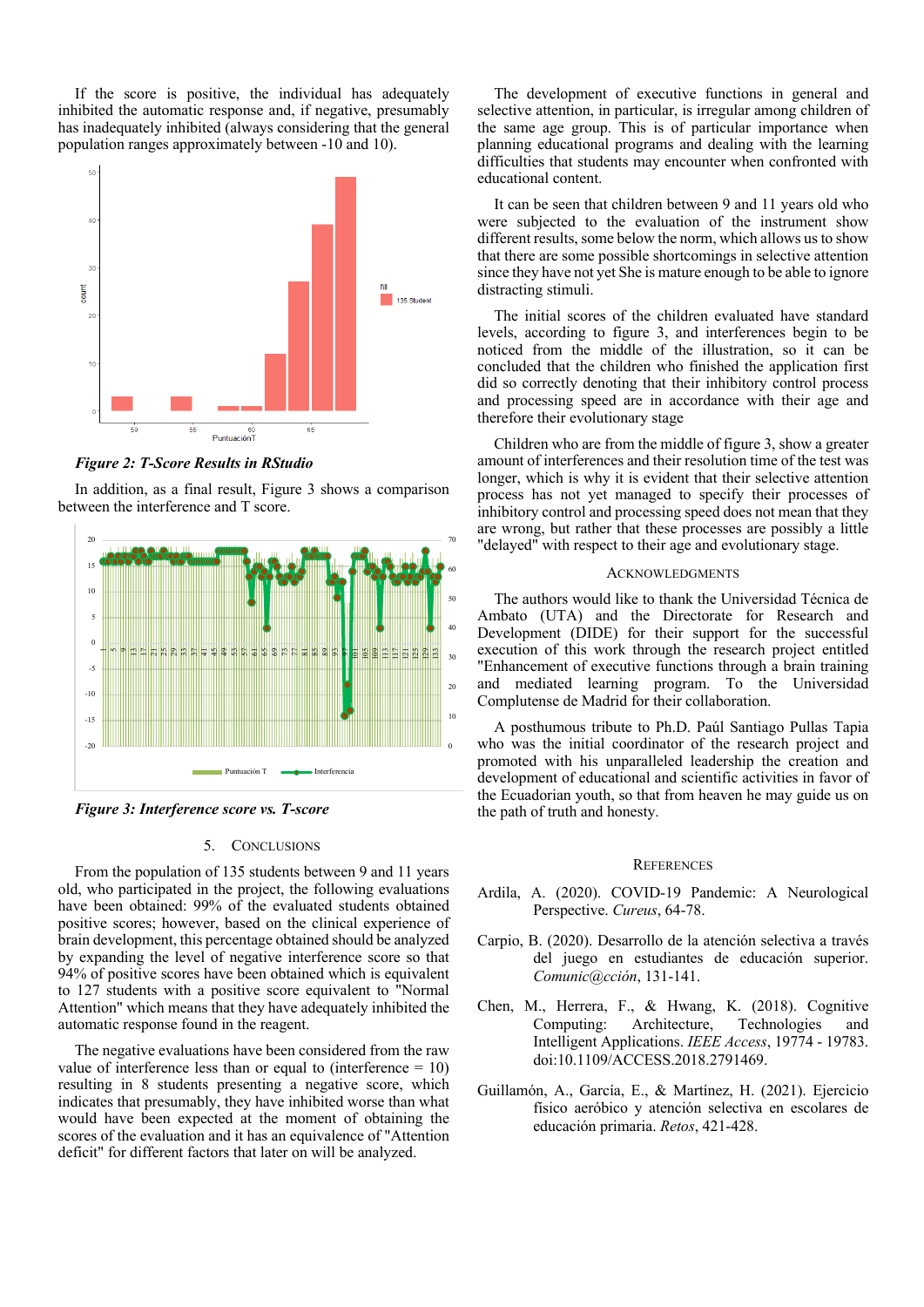If the score is positive, the individual has adequately inhibited the automatic response and, if negative, presumably has inadequately inhibited (always considering that the general population ranges approximately between -10 and 10).

***Figure 2: T-Score Results in RStudio***

In addition, as a final result, Figure 3 shows a comparison between the interference and T score.

***Figure 3: Interference score vs. T-score***

## 5. Conclusions

From the population of 135 students between 9 and 11 years old, who participated in the project, the following evaluations have been obtained: 99% of the evaluated students obtained positive scores; however, based on the clinical experience of brain development, this percentage obtained should be analyzed by expanding the level of negative interference score so that 94% of positive scores have been obtained which is equivalent to 127 students with a positive score equivalent to "Normal Attention" which means that they have adequately inhibited the automatic response found in the reagent.

The negative evaluations have been considered from the raw value of interference less than or equal to (interference = 10) resulting in 8 students presenting a negative score, which indicates that presumably, they have inhibited worse than what would have been expected at the moment of obtaining the scores of the evaluation and it has an equivalence of "Attention deficit" for different factors that later on will be analyzed.

The development of executive functions in general and selective attention, in particular, is irregular among children of the same age group. This is of particular importance when planning educational programs and dealing with the learning difficulties that students may encounter when confronted with educational content.

It can be seen that children between 9 and 11 years old who were subjected to the evaluation of the instrument show different results, some below the norm, which allows us to show that there are some possible shortcomings in selective attention since they have not yet She is mature enough to be able to ignore distracting stimuli.

The initial scores of the children evaluated have standard levels, according to figure 3, and interferences begin to be noticed from the middle of the illustration, so it can be concluded that the children who finished the application first did so correctly denoting that their inhibitory control process and processing speed are in accordance with their age and therefore their evolutionary stage

Children who are from the middle of figure 3, show a greater amount of interferences and their resolution time of the test was longer, which is why it is evident that their selective attention process has not yet managed to specify their processes of inhibitory control and processing speed does not mean that they are wrong, but rather that these processes are possibly a little "delayed" with respect to their age and evolutionary stage.

## Acknowledgments

The authors would like to thank the Universidad Técnica de Ambato (UTA) and the Directorate for Research and Development (DIDE) for their support for the successful execution of this work through the research project entitled "Enhancement of executive functions through a brain training and mediated learning program. To the Universidad Complutense de Madrid for their collaboration.

A posthumous tribute to Ph.D. Paúl Santiago Pullas Tapia who was the initial coordinator of the research project and promoted with his unparalleled leadership the creation and development of educational and scientific activities in favor of the Ecuadorian youth, so that from heaven he may guide us on the path of truth and honesty.

## References

Ardila, A. (2020). COVID-19 Pandemic: A Neurological Perspective. *Cureus*, 64-78.

Carpio, B. (2020). Desarrollo de la atención selectiva a través del juego en estudiantes de educación superior. *Comunic@cción*, 131-141.

Chen, M., Herrera, F., & Hwang, K. (2018). Cognitive Computing: Architecture, Technologies and Intelligent Applications. *IEEE Access*, 19774 - 19783. doi:10.1109/ACCESS.2018.2791469.

Guillamón, A., García, E., & Martínez, H. (2021). Ejercicio físico aeróbico y atención selectiva en escolares de educación primaria. *Retos*, 421-428.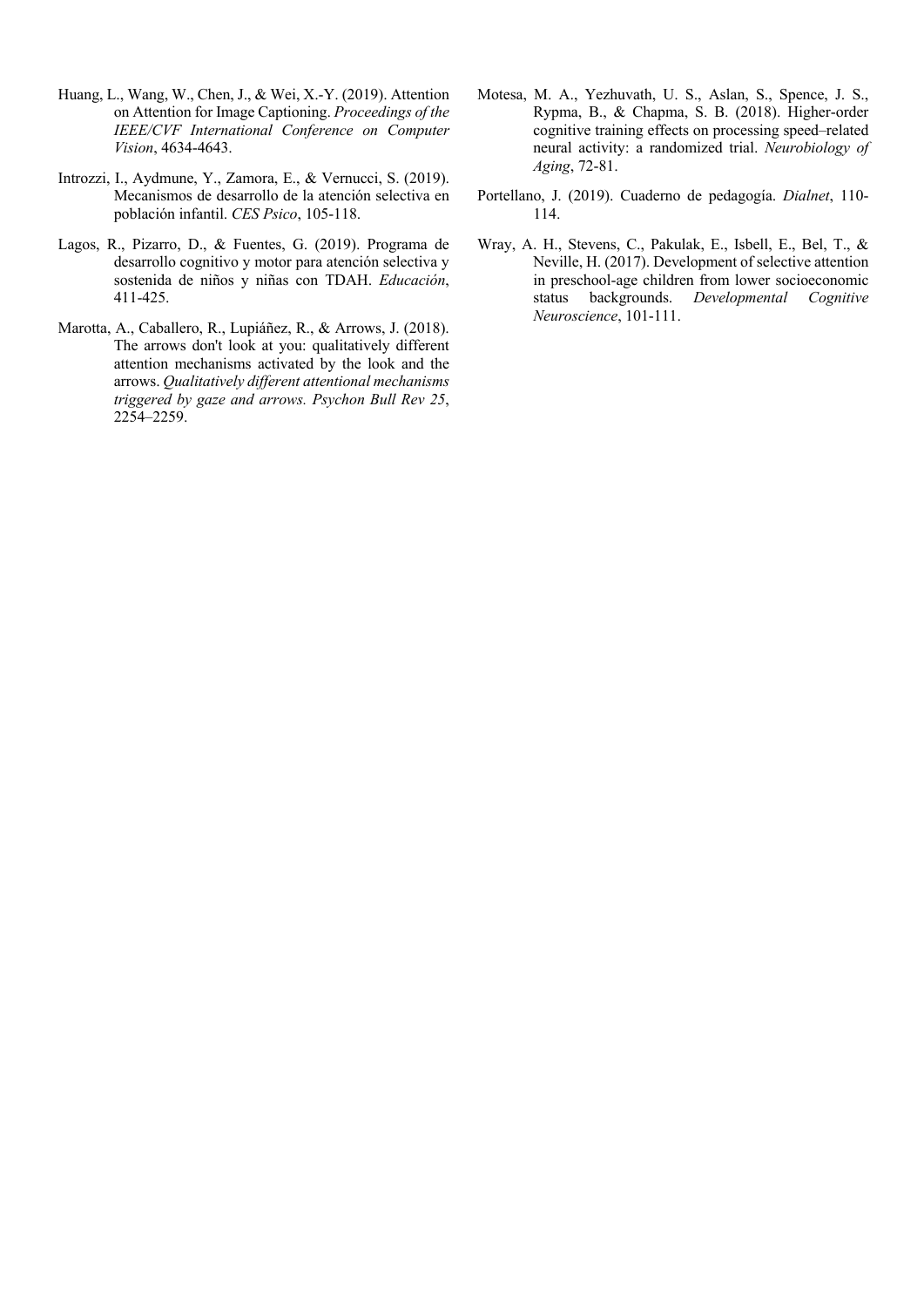Huang, L., Wang, W., Chen, J., & Wei, X.-Y. (2019). Attention on Attention for Image Captioning. *Proceedings of the IEEE/CVF International Conference on Computer Vision*, 4634-4643.

Introzzi, I., Aydmune, Y., Zamora, E., & Vernucci, S. (2019). Mecanismos de desarrollo de la atención selectiva en población infantil. *CES Psico*, 105-118.

Lagos, R., Pizarro, D., & Fuentes, G. (2019). Programa de desarrollo cognitivo y motor para atención selectiva y sostenida de niños y niñas con TDAH. *Educación*, 411-425.

Marotta, A., Caballero, R., Lupiáñez, R., & Arrows, J. (2018). The arrows don't look at you: qualitatively different attention mechanisms activated by the look and the arrows. *Qualitatively different attentional mechanisms triggered by gaze and arrows. Psychon Bull Rev 25*, 2254–2259.

Motesa, M. A., Yezhuvath, U. S., Aslan, S., Spence, J. S., Rypma, B., & Chapma, S. B. (2018). Higher-order cognitive training effects on processing speed–related neural activity: a randomized trial. *Neurobiology of Aging*, 72-81.

Portellano, J. (2019). Cuaderno de pedagogía. *Dialnet*, 110-114.

Wray, A. H., Stevens, C., Pakulak, E., Isbell, E., Bel, T., & Neville, H. (2017). Development of selective attention in preschool-age children from lower socioeconomic status backgrounds. *Developmental Cognitive Neuroscience*, 101-111.